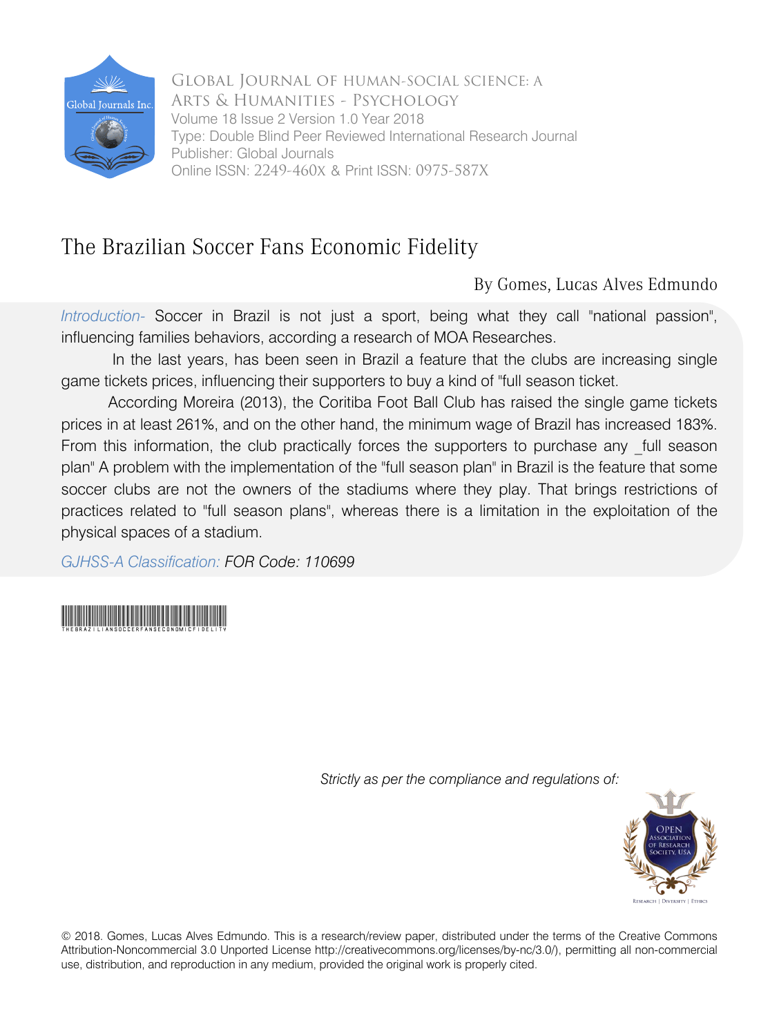Global Journal of human-social science: A
Arts & Humanities - Psychology
Volume 18 Issue 2 Version 1.0 Year 2018
Type: Double Blind Peer Reviewed International Research Journal
Publisher: Global Journals
Online ISSN: 2249-460X & Print ISSN: 0975-587X

# The Brazilian Soccer Fans Economic Fidelity

By Gomes, Lucas Alves Edmundo

*Introduction-* Soccer in Brazil is not just a sport, being what they call "national passion", influencing families behaviors, according a research of MOA Researches.

In the last years, has been seen in Brazil a feature that the clubs are increasing single game tickets prices, influencing their supporters to buy a kind of "full season ticket.

According Moreira (2013), the Coritiba Foot Ball Club has raised the single game tickets prices in at least 261%, and on the other hand, the minimum wage of Brazil has increased 183%. From this information, the club practically forces the supporters to purchase any _full season plan" A problem with the implementation of the "full season plan" in Brazil is the feature that some soccer clubs are not the owners of the stadiums where they play. That brings restrictions of practices related to "full season plans", whereas there is a limitation in the exploitation of the physical spaces of a stadium.

*GJHSS-A Classification: FOR Code: 110699*

THEBRAZILIANSOCCERFANSECONOMICFIDELITY

*Strictly as per the compliance and regulations of:*

© 2018. Gomes, Lucas Alves Edmundo. This is a research/review paper, distributed under the terms of the Creative Commons Attribution-Noncommercial 3.0 Unported License http://creativecommons.org/licenses/by-nc/3.0/), permitting all non-commercial use, distribution, and reproduction in any medium, provided the original work is properly cited.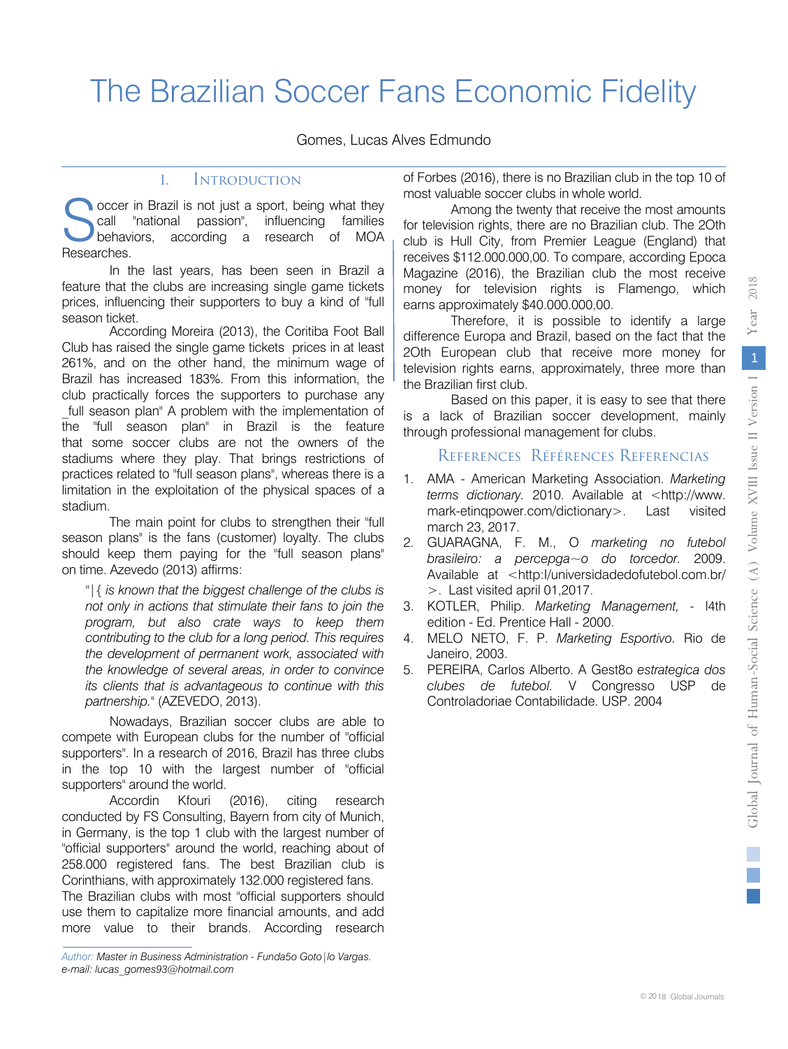# The Brazilian Soccer Fans Economic Fidelity

Gomes, Lucas Alves Edmundo

## I. Introduction

Soccer in Brazil is not just a sport, being what they call "national passion", influencing families behaviors, according a research of MOA Researches.

In the last years, has been seen in Brazil a feature that the clubs are increasing single game tickets prices, influencing their supporters to buy a kind of "full season ticket.

According Moreira (2013), the Coritiba Foot Ball Club has raised the single game tickets prices in at least 261%, and on the other hand, the minimum wage of Brazil has increased 183%. From this information, the club practically forces the supporters to purchase any _full season plan" A problem with the implementation of the "full season plan" in Brazil is the feature that some soccer clubs are not the owners of the stadiums where they play. That brings restrictions of practices related to "full season plans", whereas there is a limitation in the exploitation of the physical spaces of a stadium.

The main point for clubs to strengthen their "full season plans" is the fans (customer) loyalty. The clubs should keep them paying for the "full season plans" on time. Azevedo (2013) affirms:

> "|{ *is known that the biggest challenge of the clubs is not only in actions that stimulate their fans to join the program, but also crate ways to keep them contributing to the club for a long period. This requires the development of permanent work, associated with the knowledge of several areas, in order to convince its clients that is advantageous to continue with this partnership.*" (AZEVEDO, 2013).

Nowadays, Brazilian soccer clubs are able to compete with European clubs for the number of "official supporters". In a research of 2016, Brazil has three clubs in the top 10 with the largest number of "official supporters" around the world.

Accordin Kfouri (2016), citing research conducted by FS Consulting, Bayern from city of Munich, in Germany, is the top 1 club with the largest number of "official supporters" around the world, reaching about of 258.000 registered fans. The best Brazilian club is Corinthians, with approximately 132.000 registered fans. The Brazilian clubs with most "official supporters should use them to capitalize more financial amounts, and add more value to their brands. According research of Forbes (2016), there is no Brazilian club in the top 10 of most valuable soccer clubs in whole world.

Among the twenty that receive the most amounts for television rights, there are no Brazilian club. The 2Oth club is Hull City, from Premier League (England) that receives $112.000.000,00. To compare, according Epoca Magazine (2016), the Brazilian club the most receive money for television rights is Flamengo, which earns approximately $40.000.000,00.

Therefore, it is possible to identify a large difference Europa and Brazil, based on the fact that the 2Oth European club that receive more money for television rights earns, approximately, three more than the Brazilian first club.

Based on this paper, it is easy to see that there is a lack of Brazilian soccer development, mainly through professional management for clubs.

## References Références Referencias

1. AMA - American Marketing Association. *Marketing terms dictionary.* 2010. Available at <http://www.mark-etinqpower.com/dictionary>. Last visited march 23, 2017.
2. GUARAGNA, F. M., O *marketing no futebol brasileiro: a percepga~o do torcedor.* 2009. Available at <http:l/universidadedofutebol.com.br/>. Last visited april 01,2017.
3. KOTLER, Philip. *Marketing Management,* - l4th edition - Ed. Prentice Hall - 2000.
4. MELO NETO, F. P. *Marketing Esportivo.* Rio de Janeiro, 2003.
5. PEREIRA, Carlos Alberto. A Gest8o *estrategica dos clubes de futebol.* V Congresso USP de Controladoriae Contabilidade. USP. 2004

*Author: Master in Business Administration - Funda5o Goto|lo Vargas. e-mail: lucas_gomes93@hotmail.com*